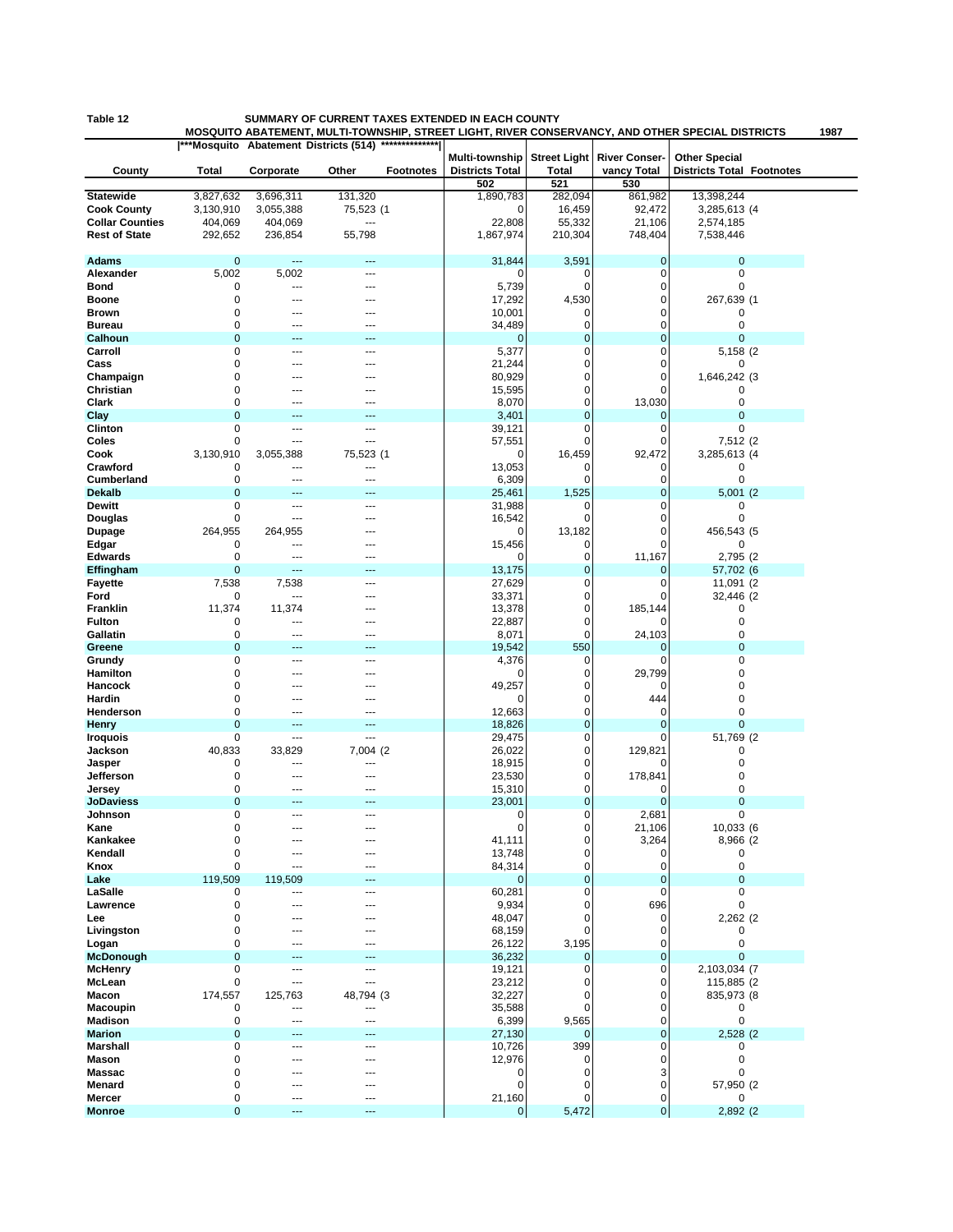**Table 12** — **SUMMARY OF CURRENT TAXES EXTENDED IN EACH COUNTY**

**MOSQUITO ABATEMENT, MULTI-TOWNSHIP, STREET LIGHT, RIVER CONSERVANCY, AND OTHER SPECIAL DISTRICTS** — **1987**

| | \|***Mosquito | Abatement Districts (514) | ***************\| | | | | | | |
|---|---|---|---|---|---|---|---|---|---|
| **County** | **Total** | **Corporate** | **Other** | **Footnotes** | **Multi-township Districts Total** | **Street Light Total** | **River Conser-vancy Total** | **Other Special Districts Total** | **Footnotes** |
| | | | | | 502 | 521 | 530 | | |
| **Statewide** | 3,827,632 | 3,696,311 | 131,320 | | 1,890,783 | 282,094 | 861,982 | 13,398,244 | |
| **Cook County** | 3,130,910 | 3,055,388 | 75,523 | (1 | 0 | 16,459 | 92,472 | 3,285,613 | (4 |
| **Collar Counties** | 404,069 | 404,069 | --- | | 22,808 | 55,332 | 21,106 | 2,574,185 | |
| **Rest of State** | 292,652 | 236,854 | 55,798 | | 1,867,974 | 210,304 | 748,404 | 7,538,446 | |
| | | | | | | | | | |
| **Adams** | 0 | --- | --- | | 31,844 | 3,591 | 0 | 0 | |
| **Alexander** | 5,002 | 5,002 | --- | | 0 | 0 | 0 | 0 | |
| **Bond** | 0 | --- | --- | | 5,739 | 0 | 0 | 0 | |
| **Boone** | 0 | --- | --- | | 17,292 | 4,530 | 0 | 267,639 | (1 |
| **Brown** | 0 | --- | --- | | 10,001 | 0 | 0 | 0 | |
| **Bureau** | 0 | --- | --- | | 34,489 | 0 | 0 | 0 | |
| **Calhoun** | 0 | --- | --- | | 0 | 0 | 0 | 0 | |
| **Carroll** | 0 | --- | --- | | 5,377 | 0 | 0 | 5,158 | (2 |
| **Cass** | 0 | --- | --- | | 21,244 | 0 | 0 | 0 | |
| **Champaign** | 0 | --- | --- | | 80,929 | 0 | 0 | 1,646,242 | (3 |
| **Christian** | 0 | --- | --- | | 15,595 | 0 | 0 | 0 | |
| **Clark** | 0 | --- | --- | | 8,070 | 0 | 13,030 | 0 | |
| **Clay** | 0 | --- | --- | | 3,401 | 0 | 0 | 0 | |
| **Clinton** | 0 | --- | --- | | 39,121 | 0 | 0 | 0 | |
| **Coles** | 0 | --- | --- | | 57,551 | 0 | 0 | 7,512 | (2 |
| **Cook** | 3,130,910 | 3,055,388 | 75,523 | (1 | 0 | 16,459 | 92,472 | 3,285,613 | (4 |
| **Crawford** | 0 | --- | --- | | 13,053 | 0 | 0 | 0 | |
| **Cumberland** | 0 | --- | --- | | 6,309 | 0 | 0 | 0 | |
| **Dekalb** | 0 | --- | --- | | 25,461 | 1,525 | 0 | 5,001 | (2 |
| **Dewitt** | 0 | --- | --- | | 31,988 | 0 | 0 | 0 | |
| **Douglas** | 0 | --- | --- | | 16,542 | 0 | 0 | 0 | |
| **Dupage** | 264,955 | 264,955 | --- | | 0 | 13,182 | 0 | 456,543 | (5 |
| **Edgar** | 0 | --- | --- | | 15,456 | 0 | 0 | 0 | |
| **Edwards** | 0 | --- | --- | | 0 | 0 | 11,167 | 2,795 | (2 |
| **Effingham** | 0 | --- | --- | | 13,175 | 0 | 0 | 57,702 | (6 |
| **Fayette** | 7,538 | 7,538 | --- | | 27,629 | 0 | 0 | 11,091 | (2 |
| **Ford** | 0 | --- | --- | | 33,371 | 0 | 0 | 32,446 | (2 |
| **Franklin** | 11,374 | 11,374 | --- | | 13,378 | 0 | 185,144 | 0 | |
| **Fulton** | 0 | --- | --- | | 22,887 | 0 | 0 | 0 | |
| **Gallatin** | 0 | --- | --- | | 8,071 | 0 | 24,103 | 0 | |
| **Greene** | 0 | --- | --- | | 19,542 | 550 | 0 | 0 | |
| **Grundy** | 0 | --- | --- | | 4,376 | 0 | 0 | 0 | |
| **Hamilton** | 0 | --- | --- | | 0 | 0 | 29,799 | 0 | |
| **Hancock** | 0 | --- | --- | | 49,257 | 0 | 0 | 0 | |
| **Hardin** | 0 | --- | --- | | 0 | 0 | 444 | 0 | |
| **Henderson** | 0 | --- | --- | | 12,663 | 0 | 0 | 0 | |
| **Henry** | 0 | --- | --- | | 18,826 | 0 | 0 | 0 | |
| **Iroquois** | 0 | --- | --- | | 29,475 | 0 | 0 | 51,769 | (2 |
| **Jackson** | 40,833 | 33,829 | 7,004 | (2 | 26,022 | 0 | 129,821 | 0 | |
| **Jasper** | 0 | --- | --- | | 18,915 | 0 | 0 | 0 | |
| **Jefferson** | 0 | --- | --- | | 23,530 | 0 | 178,841 | 0 | |
| **Jersey** | 0 | --- | --- | | 15,310 | 0 | 0 | 0 | |
| **JoDaviess** | 0 | --- | --- | | 23,001 | 0 | 0 | 0 | |
| **Johnson** | 0 | --- | --- | | 0 | 0 | 2,681 | 0 | |
| **Kane** | 0 | --- | --- | | 0 | 0 | 21,106 | 10,033 | (6 |
| **Kankakee** | 0 | --- | --- | | 41,111 | 0 | 3,264 | 8,966 | (2 |
| **Kendall** | 0 | --- | --- | | 13,748 | 0 | 0 | 0 | |
| **Knox** | 0 | --- | --- | | 84,314 | 0 | 0 | 0 | |
| **Lake** | 119,509 | 119,509 | --- | | 0 | 0 | 0 | 0 | |
| **LaSalle** | 0 | --- | --- | | 60,281 | 0 | 0 | 0 | |
| **Lawrence** | 0 | --- | --- | | 9,934 | 0 | 696 | 0 | |
| **Lee** | 0 | --- | --- | | 48,047 | 0 | 0 | 2,262 | (2 |
| **Livingston** | 0 | --- | --- | | 68,159 | 0 | 0 | 0 | |
| **Logan** | 0 | --- | --- | | 26,122 | 3,195 | 0 | 0 | |
| **McDonough** | 0 | --- | --- | | 36,232 | 0 | 0 | 0 | |
| **McHenry** | 0 | --- | --- | | 19,121 | 0 | 0 | 2,103,034 | (7 |
| **McLean** | 0 | --- | --- | | 23,212 | 0 | 0 | 115,885 | (2 |
| **Macon** | 174,557 | 125,763 | 48,794 | (3 | 32,227 | 0 | 0 | 835,973 | (8 |
| **Macoupin** | 0 | --- | --- | | 35,588 | 0 | 0 | 0 | |
| **Madison** | 0 | --- | --- | | 6,399 | 9,565 | 0 | 0 | |
| **Marion** | 0 | --- | --- | | 27,130 | 0 | 0 | 2,528 | (2 |
| **Marshall** | 0 | --- | --- | | 10,726 | 399 | 0 | 0 | |
| **Mason** | 0 | --- | --- | | 12,976 | 0 | 0 | 0 | |
| **Massac** | 0 | --- | --- | | 0 | 0 | 3 | 0 | |
| **Menard** | 0 | --- | --- | | 0 | 0 | 0 | 57,950 | (2 |
| **Mercer** | 0 | --- | --- | | 21,160 | 0 | 0 | 0 | |
| **Monroe** | 0 | --- | --- | | 0 | 5,472 | 0 | 2,892 | (2 |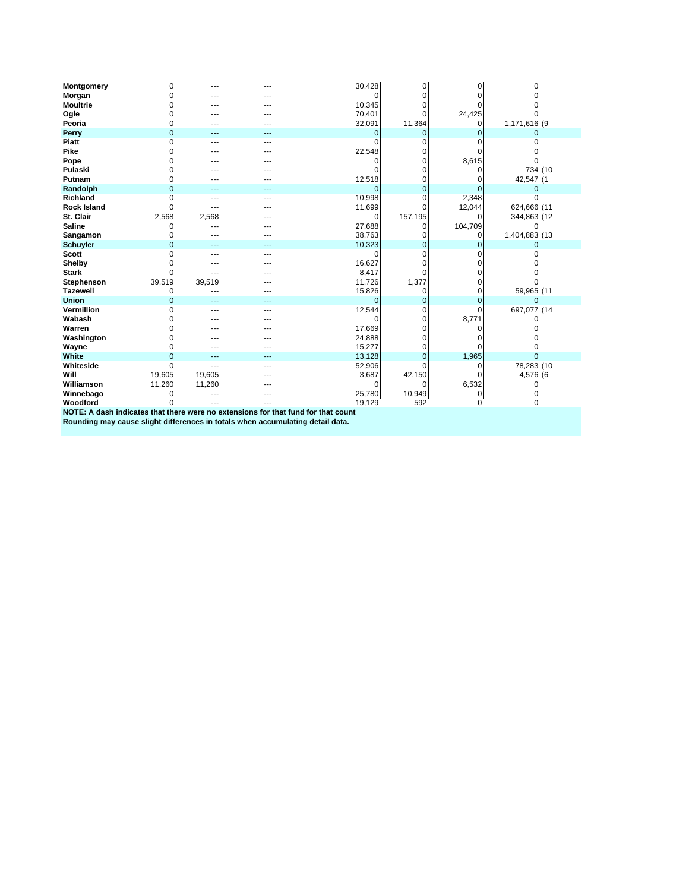| | | | | | | | |
|---|---|---|---|---|---|---|---|
| **Montgomery** | 0 | --- | --- | 30,428 | 0 | 0 | 0 |
| **Morgan** | 0 | --- | --- | 0 | 0 | 0 | 0 |
| **Moultrie** | 0 | --- | --- | 10,345 | 0 | 0 | 0 |
| **Ogle** | 0 | --- | --- | 70,401 | 0 | 24,425 | 0 |
| **Peoria** | 0 | --- | --- | 32,091 | 11,364 | 0 | 1,171,616 (9 |
| **Perry** | 0 | --- | --- | 0 | 0 | 0 | 0 |
| **Piatt** | 0 | --- | --- | 0 | 0 | 0 | 0 |
| **Pike** | 0 | --- | --- | 22,548 | 0 | 0 | 0 |
| **Pope** | 0 | --- | --- | 0 | 0 | 8,615 | 0 |
| **Pulaski** | 0 | --- | --- | 0 | 0 | 0 | 734 (10 |
| **Putnam** | 0 | --- | --- | 12,518 | 0 | 0 | 42,547 (1 |
| **Randolph** | 0 | --- | --- | 0 | 0 | 0 | 0 |
| **Richland** | 0 | --- | --- | 10,998 | 0 | 2,348 | 0 |
| **Rock Island** | 0 | --- | --- | 11,699 | 0 | 12,044 | 624,666 (11 |
| **St. Clair** | 2,568 | 2,568 | --- | 0 | 157,195 | 0 | 344,863 (12 |
| **Saline** | 0 | --- | --- | 27,688 | 0 | 104,709 | 0 |
| **Sangamon** | 0 | --- | --- | 38,763 | 0 | 0 | 1,404,883 (13 |
| **Schuyler** | 0 | --- | --- | 10,323 | 0 | 0 | 0 |
| **Scott** | 0 | --- | --- | 0 | 0 | 0 | 0 |
| **Shelby** | 0 | --- | --- | 16,627 | 0 | 0 | 0 |
| **Stark** | 0 | --- | --- | 8,417 | 0 | 0 | 0 |
| **Stephenson** | 39,519 | 39,519 | --- | 11,726 | 1,377 | 0 | 0 |
| **Tazewell** | 0 | --- | --- | 15,826 | 0 | 0 | 59,965 (11 |
| **Union** | 0 | --- | --- | 0 | 0 | 0 | 0 |
| **Vermillion** | 0 | --- | --- | 12,544 | 0 | 0 | 697,077 (14 |
| **Wabash** | 0 | --- | --- | 0 | 0 | 8,771 | 0 |
| **Warren** | 0 | --- | --- | 17,669 | 0 | 0 | 0 |
| **Washington** | 0 | --- | --- | 24,888 | 0 | 0 | 0 |
| **Wayne** | 0 | --- | --- | 15,277 | 0 | 0 | 0 |
| **White** | 0 | --- | --- | 13,128 | 0 | 1,965 | 0 |
| **Whiteside** | 0 | --- | --- | 52,906 | 0 | 0 | 78,283 (10 |
| **Will** | 19,605 | 19,605 | --- | 3,687 | 42,150 | 0 | 4,576 (6 |
| **Williamson** | 11,260 | 11,260 | --- | 0 | 0 | 6,532 | 0 |
| **Winnebago** | 0 | --- | --- | 25,780 | 10,949 | 0 | 0 |
| **Woodford** | 0 | --- | --- | 19,129 | 592 | 0 | 0 |

**NOTE: A dash indicates that there were no extensions for that fund for that count**
**Rounding may cause slight differences in totals when accumulating detail data.**